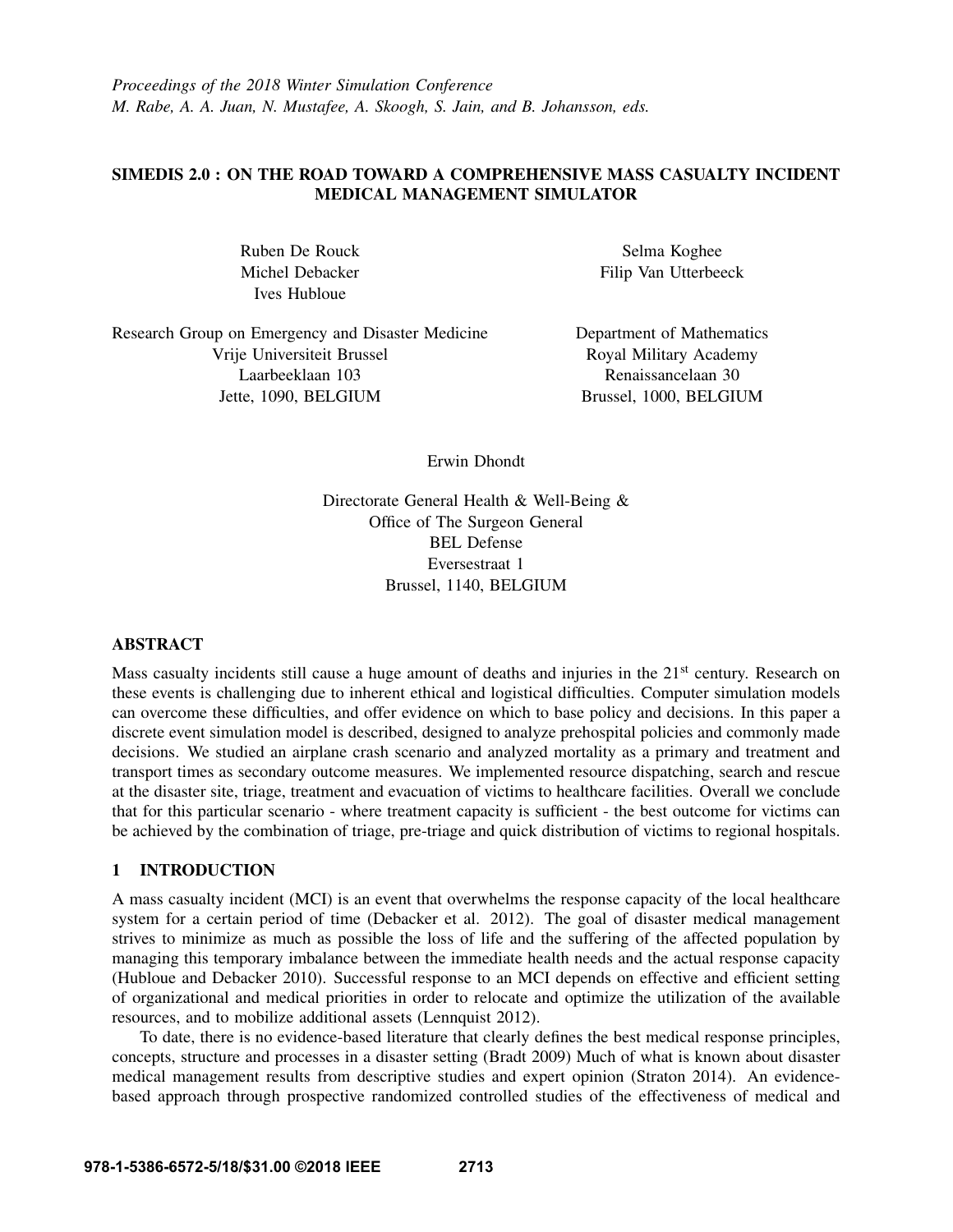*Proceedings of the 2018 Winter Simulation Conference*
*M. Rabe, A. A. Juan, N. Mustafee, A. Skoogh, S. Jain, and B. Johansson, eds.*

# SIMEDIS 2.0 : ON THE ROAD TOWARD A COMPREHENSIVE MASS CASUALTY INCIDENT MEDICAL MANAGEMENT SIMULATOR

Ruben De Rouck
Michel Debacker
Ives Hubloue

Research Group on Emergency and Disaster Medicine
Vrije Universiteit Brussel
Laarbeeklaan 103
Jette, 1090, BELGIUM

Selma Koghee
Filip Van Utterbeeck

Department of Mathematics
Royal Military Academy
Renaissancelaan 30
Brussel, 1000, BELGIUM

Erwin Dhondt

Directorate General Health & Well-Being &
Office of The Surgeon General
BEL Defense
Eversestraat 1
Brussel, 1140, BELGIUM

## ABSTRACT

Mass casualty incidents still cause a huge amount of deaths and injuries in the 21st century. Research on these events is challenging due to inherent ethical and logistical difficulties. Computer simulation models can overcome these difficulties, and offer evidence on which to base policy and decisions. In this paper a discrete event simulation model is described, designed to analyze prehospital policies and commonly made decisions. We studied an airplane crash scenario and analyzed mortality as a primary and treatment and transport times as secondary outcome measures. We implemented resource dispatching, search and rescue at the disaster site, triage, treatment and evacuation of victims to healthcare facilities. Overall we conclude that for this particular scenario - where treatment capacity is sufficient - the best outcome for victims can be achieved by the combination of triage, pre-triage and quick distribution of victims to regional hospitals.

## 1 INTRODUCTION

A mass casualty incident (MCI) is an event that overwhelms the response capacity of the local healthcare system for a certain period of time (Debacker et al. 2012). The goal of disaster medical management strives to minimize as much as possible the loss of life and the suffering of the affected population by managing this temporary imbalance between the immediate health needs and the actual response capacity (Hubloue and Debacker 2010). Successful response to an MCI depends on effective and efficient setting of organizational and medical priorities in order to relocate and optimize the utilization of the available resources, and to mobilize additional assets (Lennquist 2012).

To date, there is no evidence-based literature that clearly defines the best medical response principles, concepts, structure and processes in a disaster setting (Bradt 2009) Much of what is known about disaster medical management results from descriptive studies and expert opinion (Straton 2014). An evidence-based approach through prospective randomized controlled studies of the effectiveness of medical and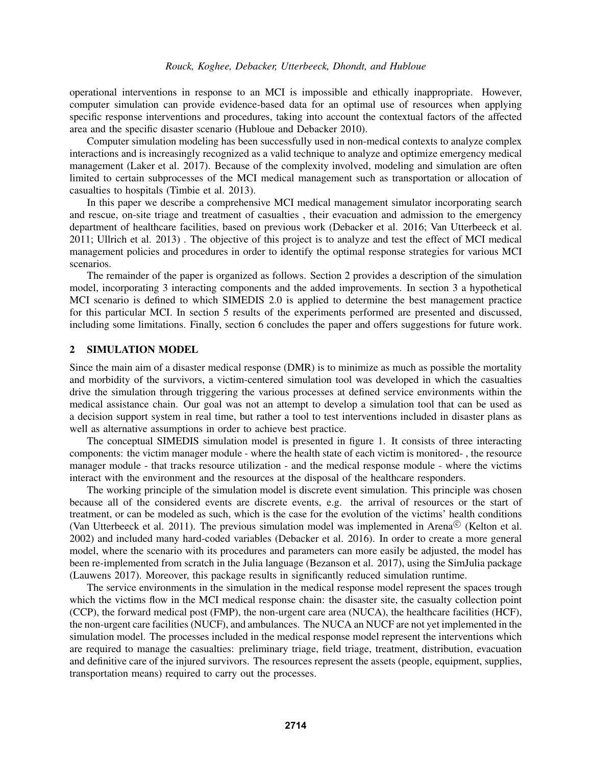operational interventions in response to an MCI is impossible and ethically inappropriate. However, computer simulation can provide evidence-based data for an optimal use of resources when applying specific response interventions and procedures, taking into account the contextual factors of the affected area and the specific disaster scenario (Hubloue and Debacker 2010).

Computer simulation modeling has been successfully used in non-medical contexts to analyze complex interactions and is increasingly recognized as a valid technique to analyze and optimize emergency medical management (Laker et al. 2017). Because of the complexity involved, modeling and simulation are often limited to certain subprocesses of the MCI medical management such as transportation or allocation of casualties to hospitals (Timbie et al. 2013).

In this paper we describe a comprehensive MCI medical management simulator incorporating search and rescue, on-site triage and treatment of casualties , their evacuation and admission to the emergency department of healthcare facilities, based on previous work (Debacker et al. 2016; Van Utterbeeck et al. 2011; Ullrich et al. 2013) . The objective of this project is to analyze and test the effect of MCI medical management policies and procedures in order to identify the optimal response strategies for various MCI scenarios.

The remainder of the paper is organized as follows. Section 2 provides a description of the simulation model, incorporating 3 interacting components and the added improvements. In section 3 a hypothetical MCI scenario is defined to which SIMEDIS 2.0 is applied to determine the best management practice for this particular MCI. In section 5 results of the experiments performed are presented and discussed, including some limitations. Finally, section 6 concludes the paper and offers suggestions for future work.

## 2 SIMULATION MODEL

Since the main aim of a disaster medical response (DMR) is to minimize as much as possible the mortality and morbidity of the survivors, a victim-centered simulation tool was developed in which the casualties drive the simulation through triggering the various processes at defined service environments within the medical assistance chain. Our goal was not an attempt to develop a simulation tool that can be used as a decision support system in real time, but rather a tool to test interventions included in disaster plans as well as alternative assumptions in order to achieve best practice.

The conceptual SIMEDIS simulation model is presented in figure 1. It consists of three interacting components: the victim manager module - where the health state of each victim is monitored- , the resource manager module - that tracks resource utilization - and the medical response module - where the victims interact with the environment and the resources at the disposal of the healthcare responders.

The working principle of the simulation model is discrete event simulation. This principle was chosen because all of the considered events are discrete events, e.g. the arrival of resources or the start of treatment, or can be modeled as such, which is the case for the evolution of the victims' health conditions (Van Utterbeeck et al. 2011). The previous simulation model was implemented in Arena© (Kelton et al. 2002) and included many hard-coded variables (Debacker et al. 2016). In order to create a more general model, where the scenario with its procedures and parameters can more easily be adjusted, the model has been re-implemented from scratch in the Julia language (Bezanson et al. 2017), using the SimJulia package (Lauwens 2017). Moreover, this package results in significantly reduced simulation runtime.

The service environments in the simulation in the medical response model represent the spaces trough which the victims flow in the MCI medical response chain: the disaster site, the casualty collection point (CCP), the forward medical post (FMP), the non-urgent care area (NUCA), the healthcare facilities (HCF), the non-urgent care facilities (NUCF), and ambulances. The NUCA an NUCF are not yet implemented in the simulation model. The processes included in the medical response model represent the interventions which are required to manage the casualties: preliminary triage, field triage, treatment, distribution, evacuation and definitive care of the injured survivors. The resources represent the assets (people, equipment, supplies, transportation means) required to carry out the processes.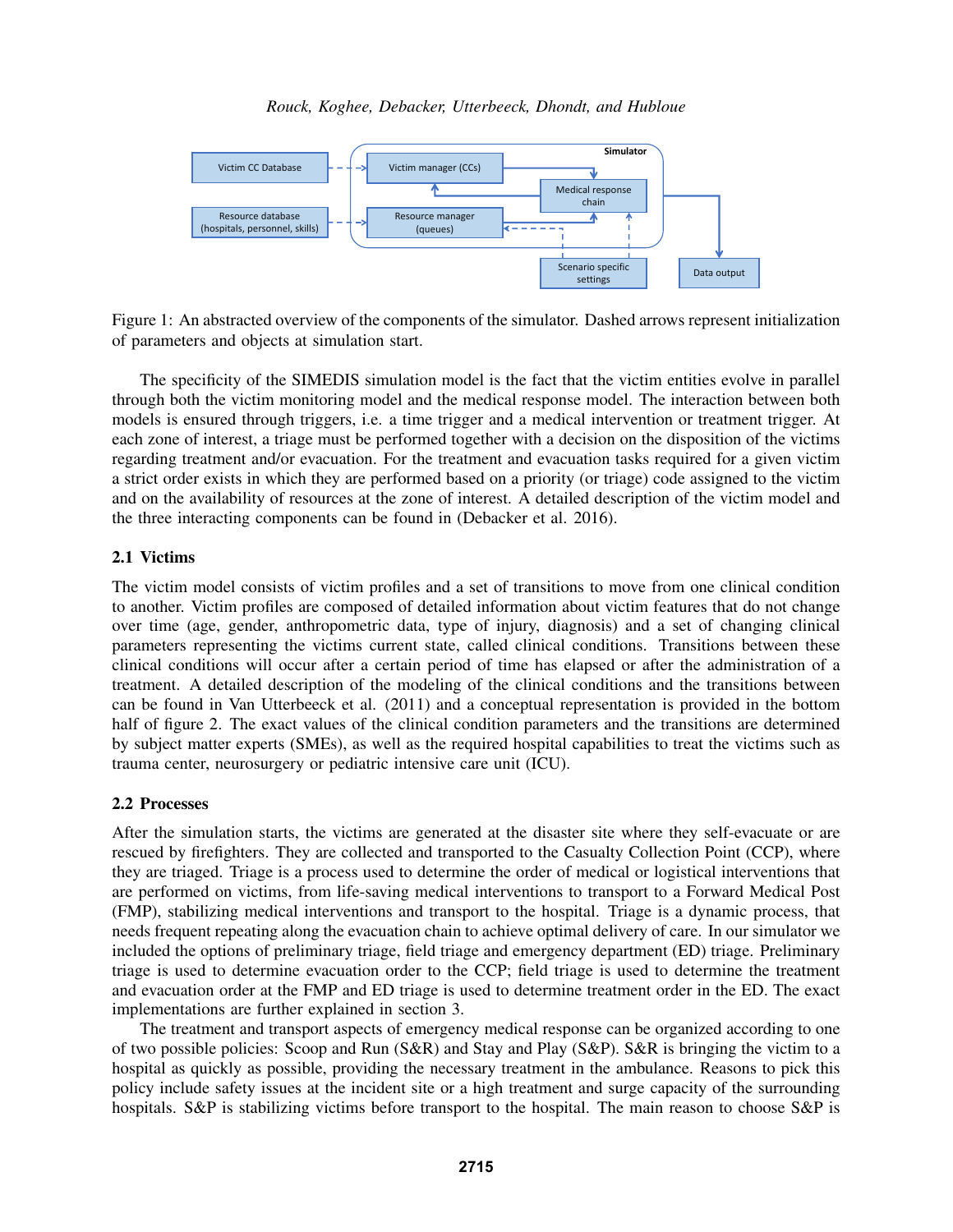Figure 1: An abstracted overview of the components of the simulator. Dashed arrows represent initialization of parameters and objects at simulation start.

The specificity of the SIMEDIS simulation model is the fact that the victim entities evolve in parallel through both the victim monitoring model and the medical response model. The interaction between both models is ensured through triggers, i.e. a time trigger and a medical intervention or treatment trigger. At each zone of interest, a triage must be performed together with a decision on the disposition of the victims regarding treatment and/or evacuation. For the treatment and evacuation tasks required for a given victim a strict order exists in which they are performed based on a priority (or triage) code assigned to the victim and on the availability of resources at the zone of interest. A detailed description of the victim model and the three interacting components can be found in (Debacker et al. 2016).

## 2.1 Victims

The victim model consists of victim profiles and a set of transitions to move from one clinical condition to another. Victim profiles are composed of detailed information about victim features that do not change over time (age, gender, anthropometric data, type of injury, diagnosis) and a set of changing clinical parameters representing the victims current state, called clinical conditions. Transitions between these clinical conditions will occur after a certain period of time has elapsed or after the administration of a treatment. A detailed description of the modeling of the clinical conditions and the transitions between can be found in Van Utterbeeck et al. (2011) and a conceptual representation is provided in the bottom half of figure 2. The exact values of the clinical condition parameters and the transitions are determined by subject matter experts (SMEs), as well as the required hospital capabilities to treat the victims such as trauma center, neurosurgery or pediatric intensive care unit (ICU).

## 2.2 Processes

After the simulation starts, the victims are generated at the disaster site where they self-evacuate or are rescued by firefighters. They are collected and transported to the Casualty Collection Point (CCP), where they are triaged. Triage is a process used to determine the order of medical or logistical interventions that are performed on victims, from life-saving medical interventions to transport to a Forward Medical Post (FMP), stabilizing medical interventions and transport to the hospital. Triage is a dynamic process, that needs frequent repeating along the evacuation chain to achieve optimal delivery of care. In our simulator we included the options of preliminary triage, field triage and emergency department (ED) triage. Preliminary triage is used to determine evacuation order to the CCP; field triage is used to determine the treatment and evacuation order at the FMP and ED triage is used to determine treatment order in the ED. The exact implementations are further explained in section 3.

The treatment and transport aspects of emergency medical response can be organized according to one of two possible policies: Scoop and Run (S&R) and Stay and Play (S&P). S&R is bringing the victim to a hospital as quickly as possible, providing the necessary treatment in the ambulance. Reasons to pick this policy include safety issues at the incident site or a high treatment and surge capacity of the surrounding hospitals. S&P is stabilizing victims before transport to the hospital. The main reason to choose S&P is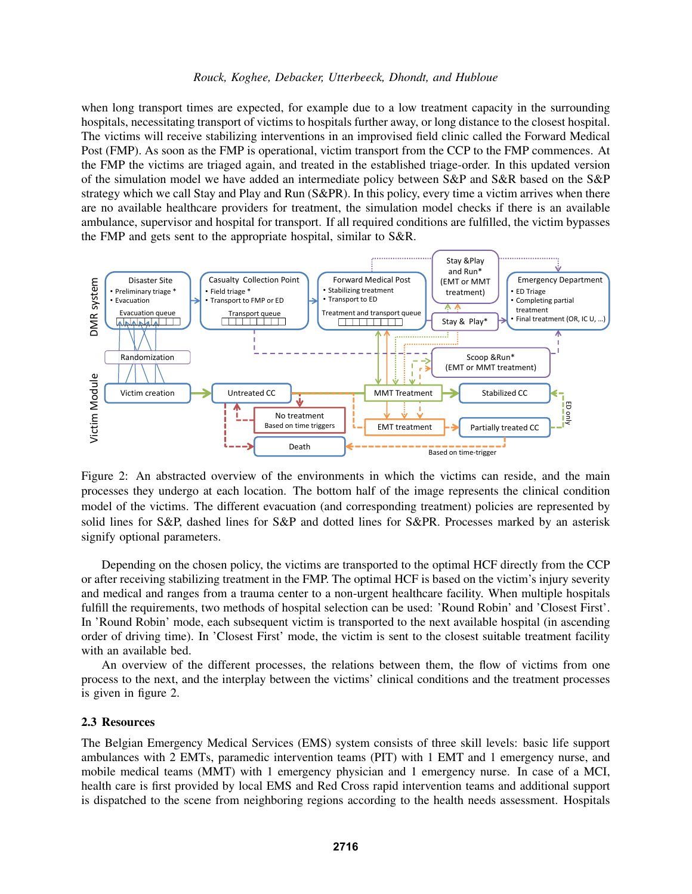when long transport times are expected, for example due to a low treatment capacity in the surrounding hospitals, necessitating transport of victims to hospitals further away, or long distance to the closest hospital. The victims will receive stabilizing interventions in an improvised field clinic called the Forward Medical Post (FMP). As soon as the FMP is operational, victim transport from the CCP to the FMP commences. At the FMP the victims are triaged again, and treated in the established triage-order. In this updated version of the simulation model we have added an intermediate policy between S&P and S&R based on the S&P strategy which we call Stay and Play and Run (S&PR). In this policy, every time a victim arrives when there are no available healthcare providers for treatment, the simulation model checks if there is an available ambulance, supervisor and hospital for transport. If all required conditions are fulfilled, the victim bypasses the FMP and gets sent to the appropriate hospital, similar to S&R.

Figure 2: An abstracted overview of the environments in which the victims can reside, and the main processes they undergo at each location. The bottom half of the image represents the clinical condition model of the victims. The different evacuation (and corresponding treatment) policies are represented by solid lines for S&P, dashed lines for S&P and dotted lines for S&PR. Processes marked by an asterisk signify optional parameters.

Depending on the chosen policy, the victims are transported to the optimal HCF directly from the CCP or after receiving stabilizing treatment in the FMP. The optimal HCF is based on the victim's injury severity and medical and ranges from a trauma center to a non-urgent healthcare facility. When multiple hospitals fulfill the requirements, two methods of hospital selection can be used: 'Round Robin' and 'Closest First'. In 'Round Robin' mode, each subsequent victim is transported to the next available hospital (in ascending order of driving time). In 'Closest First' mode, the victim is sent to the closest suitable treatment facility with an available bed.

An overview of the different processes, the relations between them, the flow of victims from one process to the next, and the interplay between the victims' clinical conditions and the treatment processes is given in figure 2.

### 2.3 Resources

The Belgian Emergency Medical Services (EMS) system consists of three skill levels: basic life support ambulances with 2 EMTs, paramedic intervention teams (PIT) with 1 EMT and 1 emergency nurse, and mobile medical teams (MMT) with 1 emergency physician and 1 emergency nurse. In case of a MCI, health care is first provided by local EMS and Red Cross rapid intervention teams and additional support is dispatched to the scene from neighboring regions according to the health needs assessment. Hospitals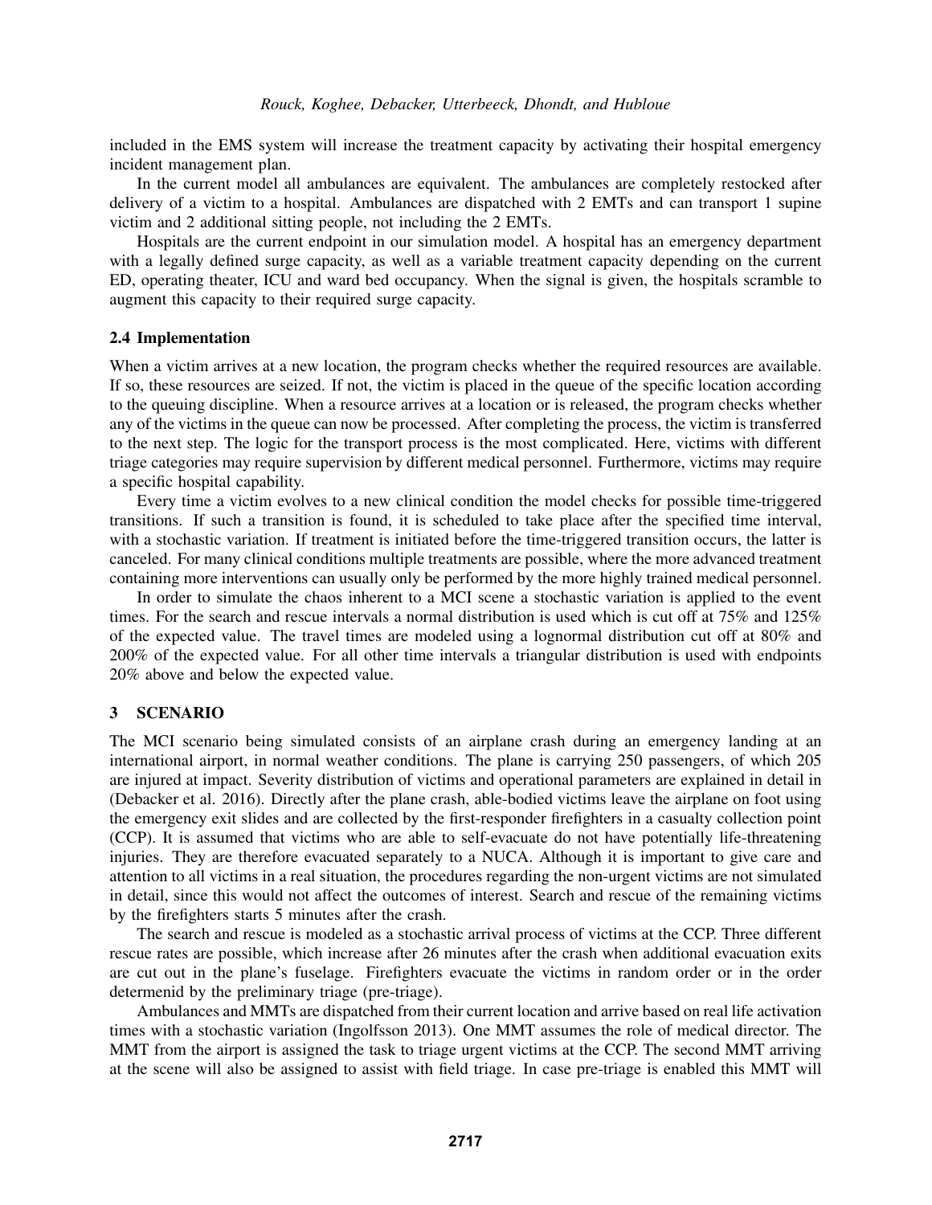included in the EMS system will increase the treatment capacity by activating their hospital emergency incident management plan.

In the current model all ambulances are equivalent. The ambulances are completely restocked after delivery of a victim to a hospital. Ambulances are dispatched with 2 EMTs and can transport 1 supine victim and 2 additional sitting people, not including the 2 EMTs.

Hospitals are the current endpoint in our simulation model. A hospital has an emergency department with a legally defined surge capacity, as well as a variable treatment capacity depending on the current ED, operating theater, ICU and ward bed occupancy. When the signal is given, the hospitals scramble to augment this capacity to their required surge capacity.

### 2.4 Implementation

When a victim arrives at a new location, the program checks whether the required resources are available. If so, these resources are seized. If not, the victim is placed in the queue of the specific location according to the queuing discipline. When a resource arrives at a location or is released, the program checks whether any of the victims in the queue can now be processed. After completing the process, the victim is transferred to the next step. The logic for the transport process is the most complicated. Here, victims with different triage categories may require supervision by different medical personnel. Furthermore, victims may require a specific hospital capability.

Every time a victim evolves to a new clinical condition the model checks for possible time-triggered transitions. If such a transition is found, it is scheduled to take place after the specified time interval, with a stochastic variation. If treatment is initiated before the time-triggered transition occurs, the latter is canceled. For many clinical conditions multiple treatments are possible, where the more advanced treatment containing more interventions can usually only be performed by the more highly trained medical personnel.

In order to simulate the chaos inherent to a MCI scene a stochastic variation is applied to the event times. For the search and rescue intervals a normal distribution is used which is cut off at 75% and 125% of the expected value. The travel times are modeled using a lognormal distribution cut off at 80% and 200% of the expected value. For all other time intervals a triangular distribution is used with endpoints 20% above and below the expected value.

## 3 SCENARIO

The MCI scenario being simulated consists of an airplane crash during an emergency landing at an international airport, in normal weather conditions. The plane is carrying 250 passengers, of which 205 are injured at impact. Severity distribution of victims and operational parameters are explained in detail in (Debacker et al. 2016). Directly after the plane crash, able-bodied victims leave the airplane on foot using the emergency exit slides and are collected by the first-responder firefighters in a casualty collection point (CCP). It is assumed that victims who are able to self-evacuate do not have potentially life-threatening injuries. They are therefore evacuated separately to a NUCA. Although it is important to give care and attention to all victims in a real situation, the procedures regarding the non-urgent victims are not simulated in detail, since this would not affect the outcomes of interest. Search and rescue of the remaining victims by the firefighters starts 5 minutes after the crash.

The search and rescue is modeled as a stochastic arrival process of victims at the CCP. Three different rescue rates are possible, which increase after 26 minutes after the crash when additional evacuation exits are cut out in the plane's fuselage. Firefighters evacuate the victims in random order or in the order determenid by the preliminary triage (pre-triage).

Ambulances and MMTs are dispatched from their current location and arrive based on real life activation times with a stochastic variation (Ingolfsson 2013). One MMT assumes the role of medical director. The MMT from the airport is assigned the task to triage urgent victims at the CCP. The second MMT arriving at the scene will also be assigned to assist with field triage. In case pre-triage is enabled this MMT will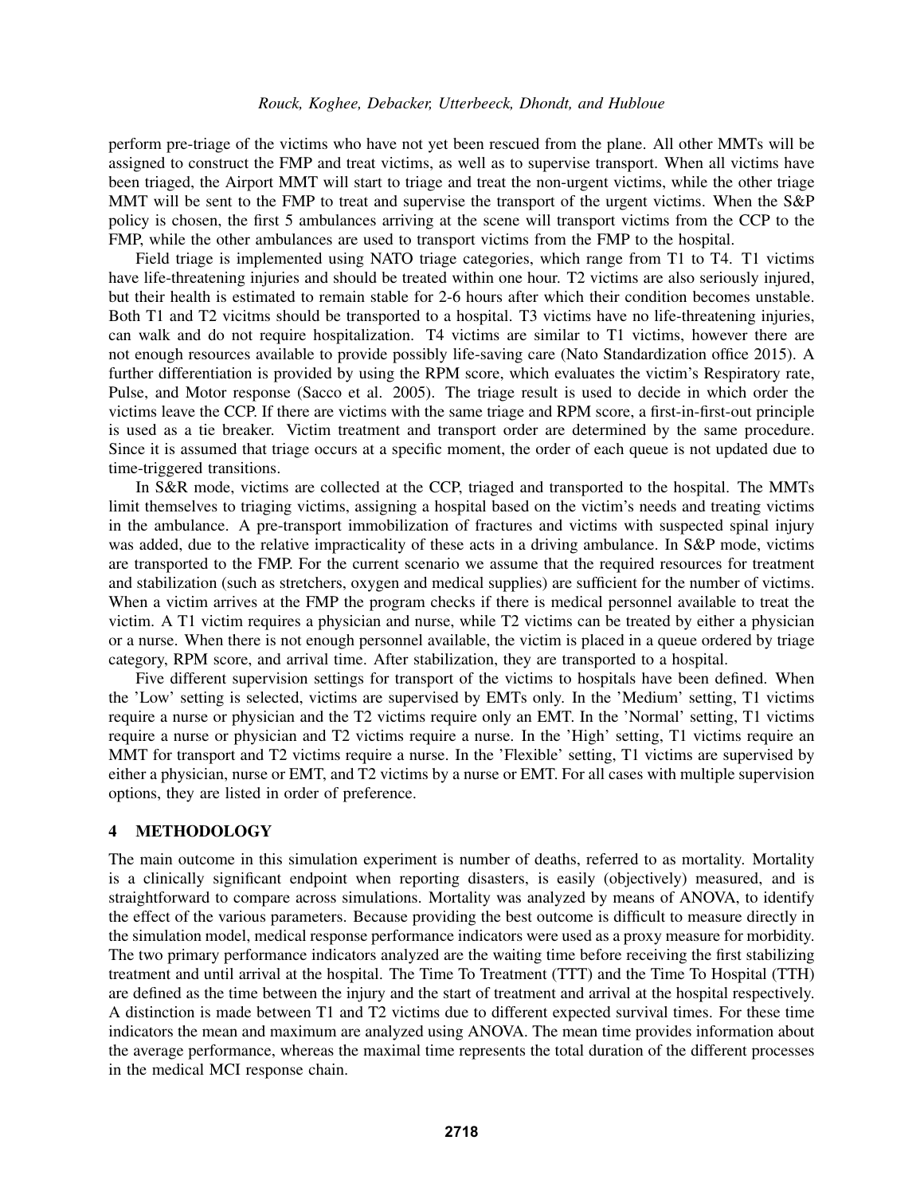perform pre-triage of the victims who have not yet been rescued from the plane. All other MMTs will be assigned to construct the FMP and treat victims, as well as to supervise transport. When all victims have been triaged, the Airport MMT will start to triage and treat the non-urgent victims, while the other triage MMT will be sent to the FMP to treat and supervise the transport of the urgent victims. When the S&P policy is chosen, the first 5 ambulances arriving at the scene will transport victims from the CCP to the FMP, while the other ambulances are used to transport victims from the FMP to the hospital.

Field triage is implemented using NATO triage categories, which range from T1 to T4. T1 victims have life-threatening injuries and should be treated within one hour. T2 victims are also seriously injured, but their health is estimated to remain stable for 2-6 hours after which their condition becomes unstable. Both T1 and T2 vicitms should be transported to a hospital. T3 victims have no life-threatening injuries, can walk and do not require hospitalization. T4 victims are similar to T1 victims, however there are not enough resources available to provide possibly life-saving care (Nato Standardization office 2015). A further differentiation is provided by using the RPM score, which evaluates the victim's Respiratory rate, Pulse, and Motor response (Sacco et al. 2005). The triage result is used to decide in which order the victims leave the CCP. If there are victims with the same triage and RPM score, a first-in-first-out principle is used as a tie breaker. Victim treatment and transport order are determined by the same procedure. Since it is assumed that triage occurs at a specific moment, the order of each queue is not updated due to time-triggered transitions.

In S&R mode, victims are collected at the CCP, triaged and transported to the hospital. The MMTs limit themselves to triaging victims, assigning a hospital based on the victim's needs and treating victims in the ambulance. A pre-transport immobilization of fractures and victims with suspected spinal injury was added, due to the relative impracticality of these acts in a driving ambulance. In S&P mode, victims are transported to the FMP. For the current scenario we assume that the required resources for treatment and stabilization (such as stretchers, oxygen and medical supplies) are sufficient for the number of victims. When a victim arrives at the FMP the program checks if there is medical personnel available to treat the victim. A T1 victim requires a physician and nurse, while T2 victims can be treated by either a physician or a nurse. When there is not enough personnel available, the victim is placed in a queue ordered by triage category, RPM score, and arrival time. After stabilization, they are transported to a hospital.

Five different supervision settings for transport of the victims to hospitals have been defined. When the 'Low' setting is selected, victims are supervised by EMTs only. In the 'Medium' setting, T1 victims require a nurse or physician and the T2 victims require only an EMT. In the 'Normal' setting, T1 victims require a nurse or physician and T2 victims require a nurse. In the 'High' setting, T1 victims require an MMT for transport and T2 victims require a nurse. In the 'Flexible' setting, T1 victims are supervised by either a physician, nurse or EMT, and T2 victims by a nurse or EMT. For all cases with multiple supervision options, they are listed in order of preference.

## 4 METHODOLOGY

The main outcome in this simulation experiment is number of deaths, referred to as mortality. Mortality is a clinically significant endpoint when reporting disasters, is easily (objectively) measured, and is straightforward to compare across simulations. Mortality was analyzed by means of ANOVA, to identify the effect of the various parameters. Because providing the best outcome is difficult to measure directly in the simulation model, medical response performance indicators were used as a proxy measure for morbidity. The two primary performance indicators analyzed are the waiting time before receiving the first stabilizing treatment and until arrival at the hospital. The Time To Treatment (TTT) and the Time To Hospital (TTH) are defined as the time between the injury and the start of treatment and arrival at the hospital respectively. A distinction is made between T1 and T2 victims due to different expected survival times. For these time indicators the mean and maximum are analyzed using ANOVA. The mean time provides information about the average performance, whereas the maximal time represents the total duration of the different processes in the medical MCI response chain.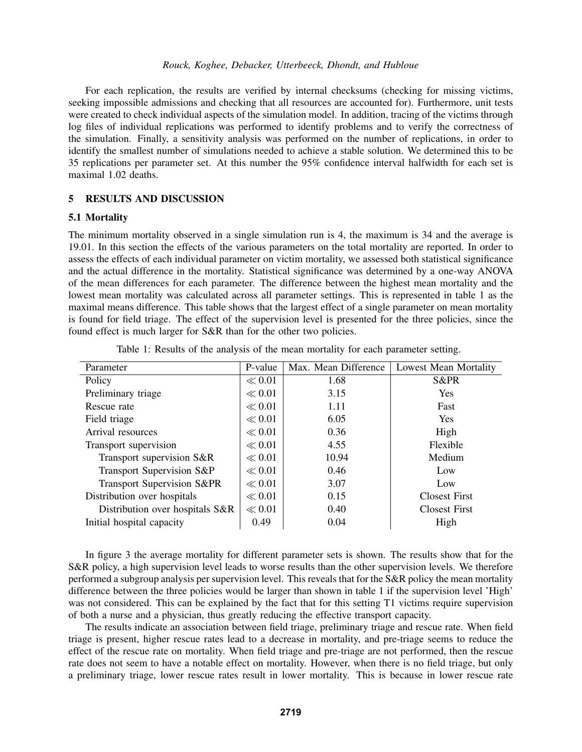For each replication, the results are verified by internal checksums (checking for missing victims, seeking impossible admissions and checking that all resources are accounted for). Furthermore, unit tests were created to check individual aspects of the simulation model. In addition, tracing of the victims through log files of individual replications was performed to identify problems and to verify the correctness of the simulation. Finally, a sensitivity analysis was performed on the number of replications, in order to identify the smallest number of simulations needed to achieve a stable solution. We determined this to be 35 replications per parameter set. At this number the 95% confidence interval halfwidth for each set is maximal 1.02 deaths.

## 5 RESULTS AND DISCUSSION

### 5.1 Mortality

The minimum mortality observed in a single simulation run is 4, the maximum is 34 and the average is 19.01. In this section the effects of the various parameters on the total mortality are reported. In order to assess the effects of each individual parameter on victim mortality, we assessed both statistical significance and the actual difference in the mortality. Statistical significance was determined by a one-way ANOVA of the mean differences for each parameter. The difference between the highest mean mortality and the lowest mean mortality was calculated across all parameter settings. This is represented in table 1 as the maximal means difference. This table shows that the largest effect of a single parameter on mean mortality is found for field triage. The effect of the supervision level is presented for the three policies, since the found effect is much larger for S&R than for the other two policies.

Table 1: Results of the analysis of the mean mortality for each parameter setting.

| Parameter | P-value | Max. Mean Difference | Lowest Mean Mortality |
|---|---|---|---|
| Policy | $\ll 0.01$ | 1.68 | S&PR |
| Preliminary triage | $\ll 0.01$ | 3.15 | Yes |
| Rescue rate | $\ll 0.01$ | 1.11 | Fast |
| Field triage | $\ll 0.01$ | 6.05 | Yes |
| Arrival resources | $\ll 0.01$ | 0.36 | High |
| Transport supervision | $\ll 0.01$ | 4.55 | Flexible |
| Transport supervision S&R | $\ll 0.01$ | 10.94 | Medium |
| Transport Supervision S&P | $\ll 0.01$ | 0.46 | Low |
| Transport Supervision S&PR | $\ll 0.01$ | 3.07 | Low |
| Distribution over hospitals | $\ll 0.01$ | 0.15 | Closest First |
| Distribution over hospitals S&R | $\ll 0.01$ | 0.40 | Closest First |
| Initial hospital capacity | 0.49 | 0.04 | High |

In figure 3 the average mortality for different parameter sets is shown. The results show that for the S&R policy, a high supervision level leads to worse results than the other supervision levels. We therefore performed a subgroup analysis per supervision level. This reveals that for the S&R policy the mean mortality difference between the three policies would be larger than shown in table 1 if the supervision level 'High' was not considered. This can be explained by the fact that for this setting T1 victims require supervision of both a nurse and a physician, thus greatly reducing the effective transport capacity.

The results indicate an association between field triage, preliminary triage and rescue rate. When field triage is present, higher rescue rates lead to a decrease in mortality, and pre-triage seems to reduce the effect of the rescue rate on mortality. When field triage and pre-triage are not performed, then the rescue rate does not seem to have a notable effect on mortality. However, when there is no field triage, but only a preliminary triage, lower rescue rates result in lower mortality. This is because in lower rescue rate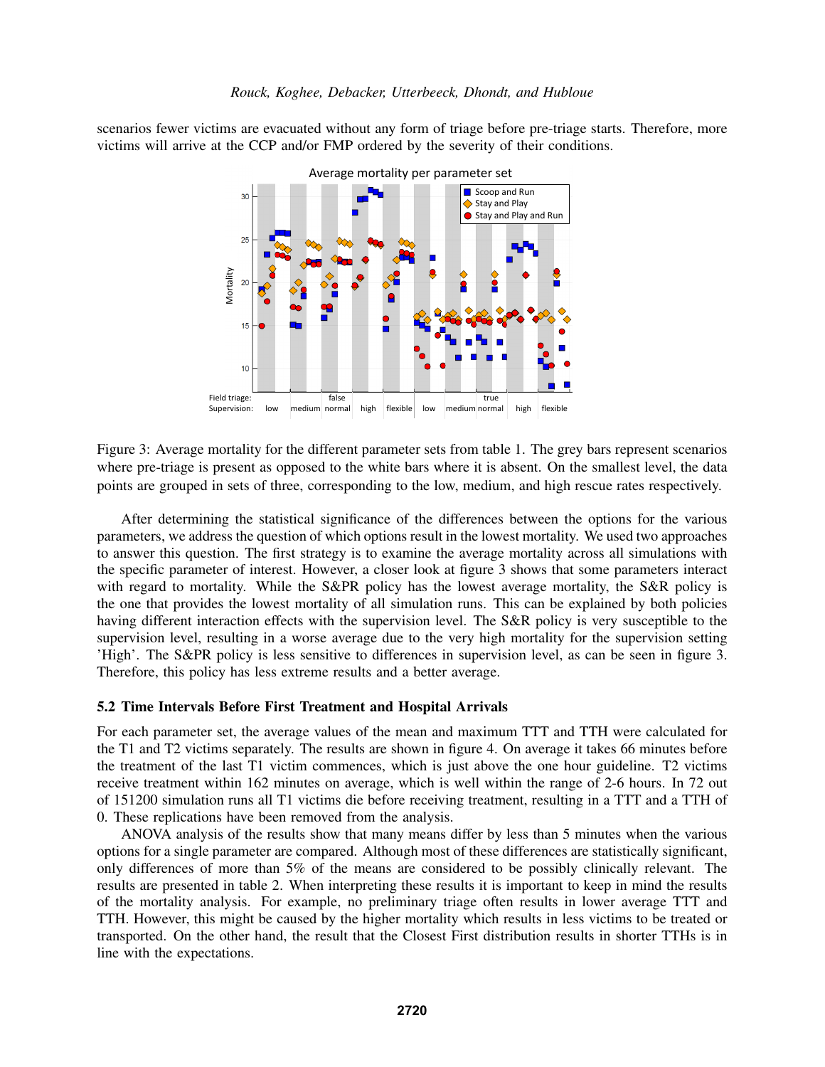scenarios fewer victims are evacuated without any form of triage before pre-triage starts. Therefore, more victims will arrive at the CCP and/or FMP ordered by the severity of their conditions.

Figure 3: Average mortality for the different parameter sets from table 1. The grey bars represent scenarios where pre-triage is present as opposed to the white bars where it is absent. On the smallest level, the data points are grouped in sets of three, corresponding to the low, medium, and high rescue rates respectively.

After determining the statistical significance of the differences between the options for the various parameters, we address the question of which options result in the lowest mortality. We used two approaches to answer this question. The first strategy is to examine the average mortality across all simulations with the specific parameter of interest. However, a closer look at figure 3 shows that some parameters interact with regard to mortality. While the S&PR policy has the lowest average mortality, the S&R policy is the one that provides the lowest mortality of all simulation runs. This can be explained by both policies having different interaction effects with the supervision level. The S&R policy is very susceptible to the supervision level, resulting in a worse average due to the very high mortality for the supervision setting 'High'. The S&PR policy is less sensitive to differences in supervision level, as can be seen in figure 3. Therefore, this policy has less extreme results and a better average.

### 5.2 Time Intervals Before First Treatment and Hospital Arrivals

For each parameter set, the average values of the mean and maximum TTT and TTH were calculated for the T1 and T2 victims separately. The results are shown in figure 4. On average it takes 66 minutes before the treatment of the last T1 victim commences, which is just above the one hour guideline. T2 victims receive treatment within 162 minutes on average, which is well within the range of 2-6 hours. In 72 out of 151200 simulation runs all T1 victims die before receiving treatment, resulting in a TTT and a TTH of 0. These replications have been removed from the analysis.

ANOVA analysis of the results show that many means differ by less than 5 minutes when the various options for a single parameter are compared. Although most of these differences are statistically significant, only differences of more than 5% of the means are considered to be possibly clinically relevant. The results are presented in table 2. When interpreting these results it is important to keep in mind the results of the mortality analysis. For example, no preliminary triage often results in lower average TTT and TTH. However, this might be caused by the higher mortality which results in less victims to be treated or transported. On the other hand, the result that the Closest First distribution results in shorter TTHs is in line with the expectations.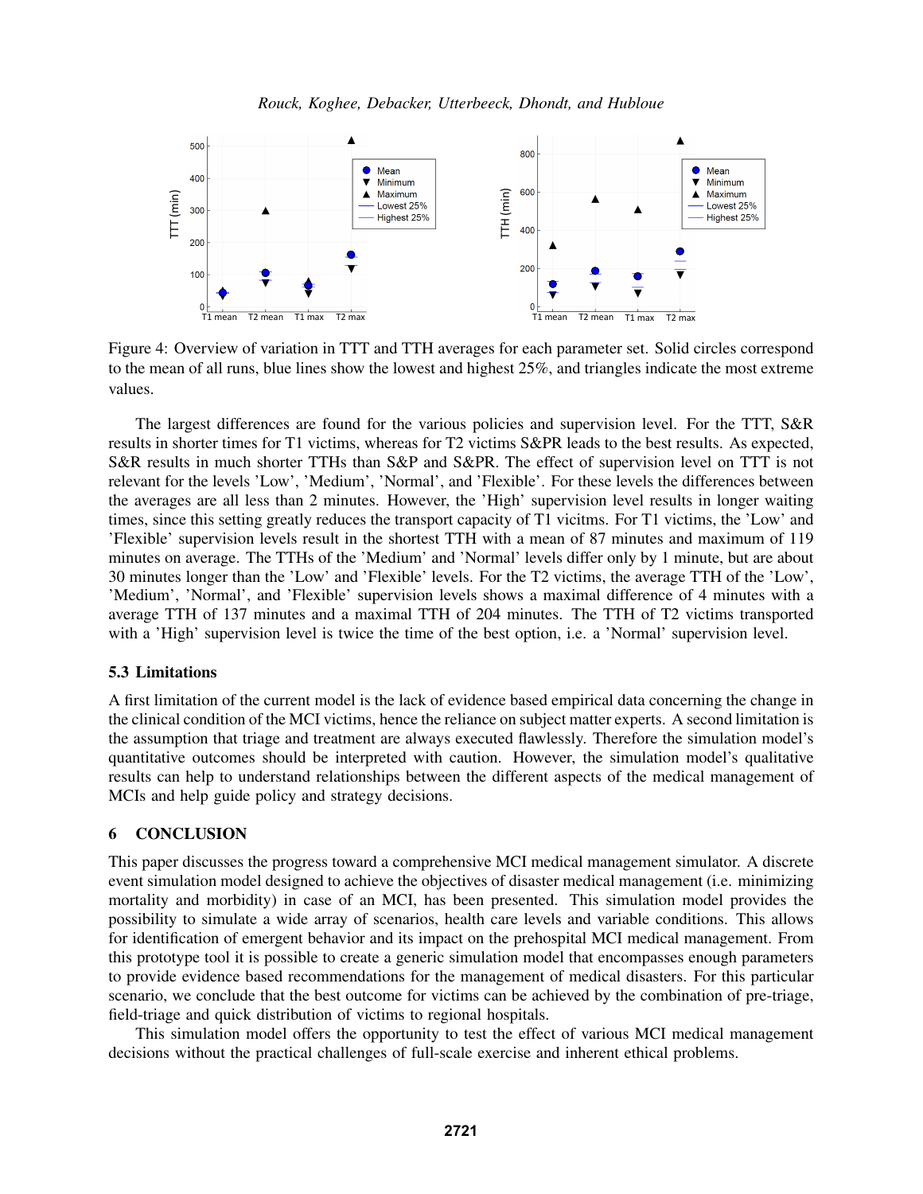Figure 4: Overview of variation in TTT and TTH averages for each parameter set. Solid circles correspond to the mean of all runs, blue lines show the lowest and highest 25%, and triangles indicate the most extreme values.

The largest differences are found for the various policies and supervision level. For the TTT, S&R results in shorter times for T1 victims, whereas for T2 victims S&PR leads to the best results. As expected, S&R results in much shorter TTHs than S&P and S&PR. The effect of supervision level on TTT is not relevant for the levels 'Low', 'Medium', 'Normal', and 'Flexible'. For these levels the differences between the averages are all less than 2 minutes. However, the 'High' supervision level results in longer waiting times, since this setting greatly reduces the transport capacity of T1 vicitms. For T1 victims, the 'Low' and 'Flexible' supervision levels result in the shortest TTH with a mean of 87 minutes and maximum of 119 minutes on average. The TTHs of the 'Medium' and 'Normal' levels differ only by 1 minute, but are about 30 minutes longer than the 'Low' and 'Flexible' levels. For the T2 victims, the average TTH of the 'Low', 'Medium', 'Normal', and 'Flexible' supervision levels shows a maximal difference of 4 minutes with a average TTH of 137 minutes and a maximal TTH of 204 minutes. The TTH of T2 victims transported with a 'High' supervision level is twice the time of the best option, i.e. a 'Normal' supervision level.

### 5.3 Limitations

A first limitation of the current model is the lack of evidence based empirical data concerning the change in the clinical condition of the MCI victims, hence the reliance on subject matter experts. A second limitation is the assumption that triage and treatment are always executed flawlessly. Therefore the simulation model's quantitative outcomes should be interpreted with caution. However, the simulation model's qualitative results can help to understand relationships between the different aspects of the medical management of MCIs and help guide policy and strategy decisions.

## 6 CONCLUSION

This paper discusses the progress toward a comprehensive MCI medical management simulator. A discrete event simulation model designed to achieve the objectives of disaster medical management (i.e. minimizing mortality and morbidity) in case of an MCI, has been presented. This simulation model provides the possibility to simulate a wide array of scenarios, health care levels and variable conditions. This allows for identification of emergent behavior and its impact on the prehospital MCI medical management. From this prototype tool it is possible to create a generic simulation model that encompasses enough parameters to provide evidence based recommendations for the management of medical disasters. For this particular scenario, we conclude that the best outcome for victims can be achieved by the combination of pre-triage, field-triage and quick distribution of victims to regional hospitals.

This simulation model offers the opportunity to test the effect of various MCI medical management decisions without the practical challenges of full-scale exercise and inherent ethical problems.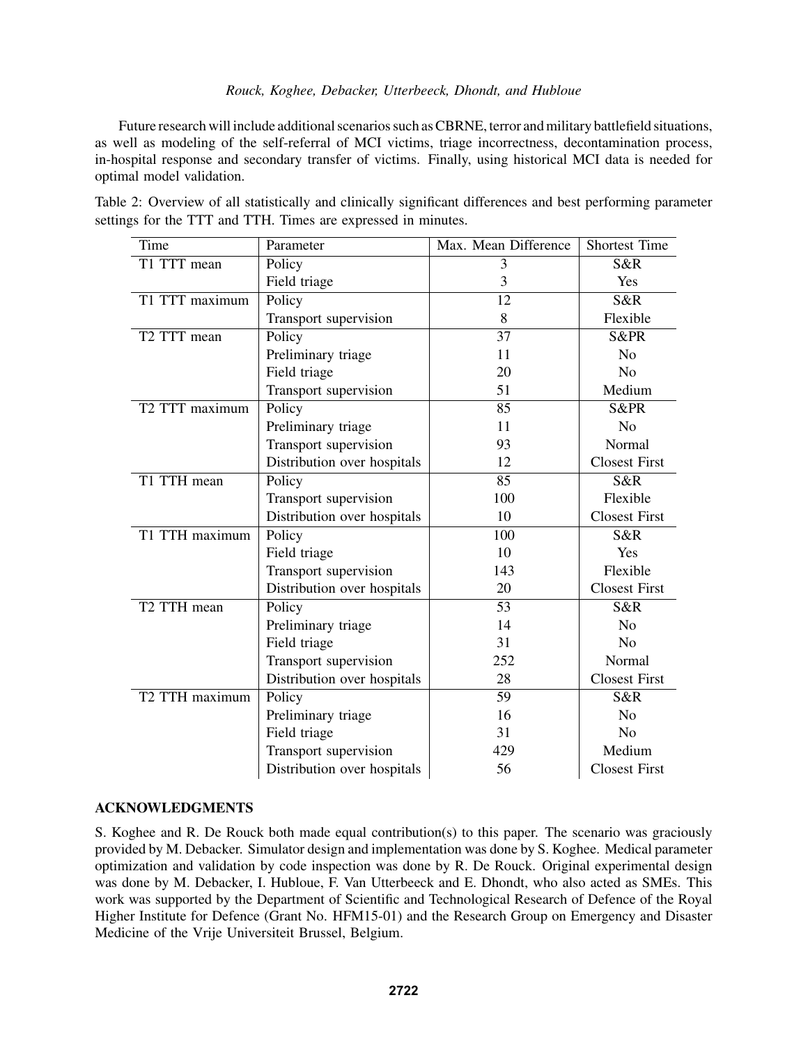Future research will include additional scenarios such as CBRNE, terror and military battlefield situations, as well as modeling of the self-referral of MCI victims, triage incorrectness, decontamination process, in-hospital response and secondary transfer of victims. Finally, using historical MCI data is needed for optimal model validation.

Table 2: Overview of all statistically and clinically significant differences and best performing parameter settings for the TTT and TTH. Times are expressed in minutes.

| Time | Parameter | Max. Mean Difference | Shortest Time |
|---|---|---|---|
| T1 TTT mean | Policy | 3 | S&R |
| | Field triage | 3 | Yes |
| T1 TTT maximum | Policy | 12 | S&R |
| | Transport supervision | 8 | Flexible |
| T2 TTT mean | Policy | 37 | S&PR |
| | Preliminary triage | 11 | No |
| | Field triage | 20 | No |
| | Transport supervision | 51 | Medium |
| T2 TTT maximum | Policy | 85 | S&PR |
| | Preliminary triage | 11 | No |
| | Transport supervision | 93 | Normal |
| | Distribution over hospitals | 12 | Closest First |
| T1 TTH mean | Policy | 85 | S&R |
| | Transport supervision | 100 | Flexible |
| | Distribution over hospitals | 10 | Closest First |
| T1 TTH maximum | Policy | 100 | S&R |
| | Field triage | 10 | Yes |
| | Transport supervision | 143 | Flexible |
| | Distribution over hospitals | 20 | Closest First |
| T2 TTH mean | Policy | 53 | S&R |
| | Preliminary triage | 14 | No |
| | Field triage | 31 | No |
| | Transport supervision | 252 | Normal |
| | Distribution over hospitals | 28 | Closest First |
| T2 TTH maximum | Policy | 59 | S&R |
| | Preliminary triage | 16 | No |
| | Field triage | 31 | No |
| | Transport supervision | 429 | Medium |
| | Distribution over hospitals | 56 | Closest First |

## ACKNOWLEDGMENTS

S. Koghee and R. De Rouck both made equal contribution(s) to this paper. The scenario was graciously provided by M. Debacker. Simulator design and implementation was done by S. Koghee. Medical parameter optimization and validation by code inspection was done by R. De Rouck. Original experimental design was done by M. Debacker, I. Hubloue, F. Van Utterbeeck and E. Dhondt, who also acted as SMEs. This work was supported by the Department of Scientific and Technological Research of Defence of the Royal Higher Institute for Defence (Grant No. HFM15-01) and the Research Group on Emergency and Disaster Medicine of the Vrije Universiteit Brussel, Belgium.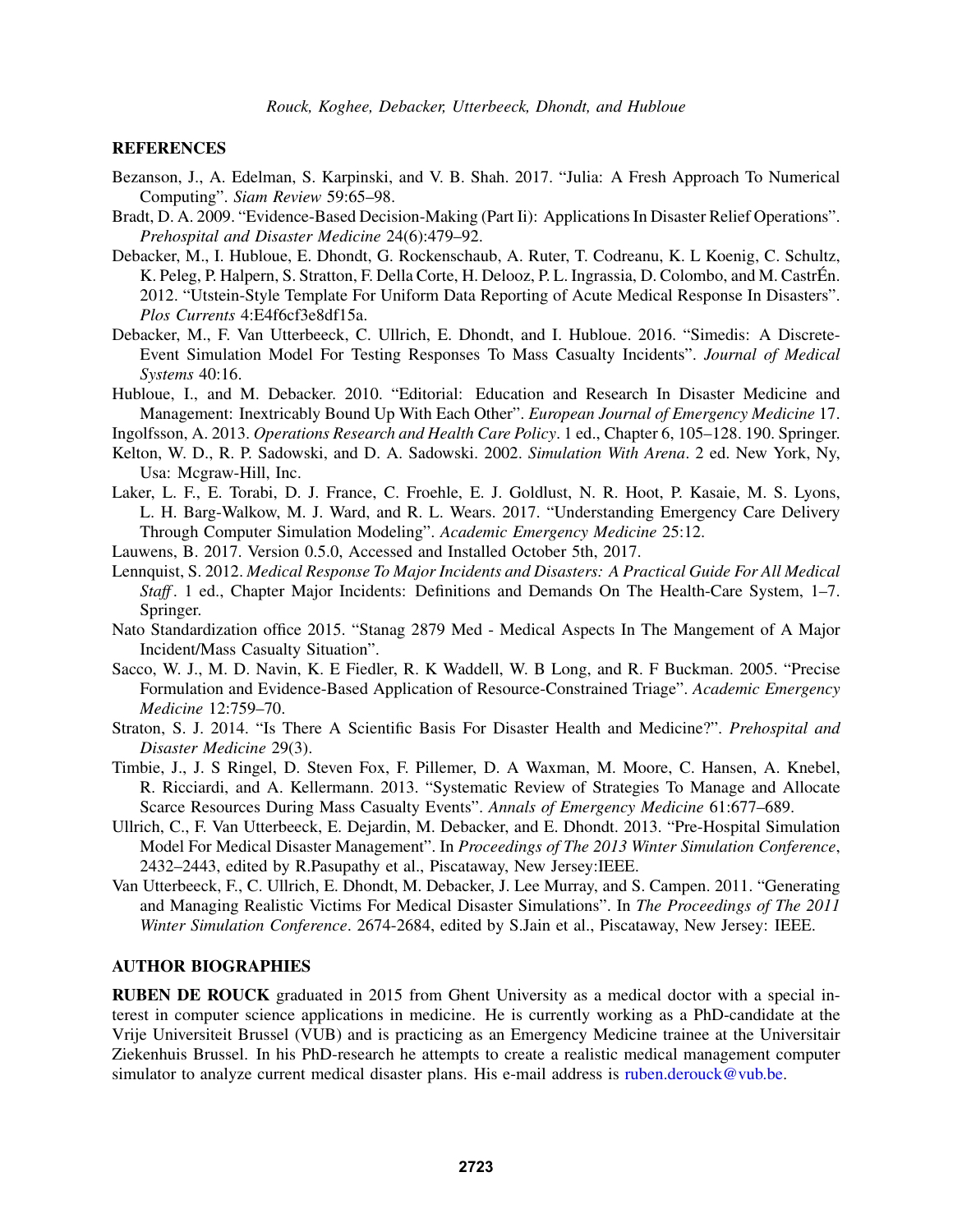## REFERENCES

Bezanson, J., A. Edelman, S. Karpinski, and V. B. Shah. 2017. "Julia: A Fresh Approach To Numerical Computing". *Siam Review* 59:65–98.

Bradt, D. A. 2009. "Evidence-Based Decision-Making (Part Ii): Applications In Disaster Relief Operations". *Prehospital and Disaster Medicine* 24(6):479–92.

Debacker, M., I. Hubloue, E. Dhondt, G. Rockenschaub, A. Ruter, T. Codreanu, K. L Koenig, C. Schultz, K. Peleg, P. Halpern, S. Stratton, F. Della Corte, H. Delooz, P. L. Ingrassia, D. Colombo, and M. CastrÉn. 2012. "Utstein-Style Template For Uniform Data Reporting of Acute Medical Response In Disasters". *Plos Currents* 4:E4f6cf3e8df15a.

Debacker, M., F. Van Utterbeeck, C. Ullrich, E. Dhondt, and I. Hubloue. 2016. "Simedis: A Discrete-Event Simulation Model For Testing Responses To Mass Casualty Incidents". *Journal of Medical Systems* 40:16.

Hubloue, I., and M. Debacker. 2010. "Editorial: Education and Research In Disaster Medicine and Management: Inextricably Bound Up With Each Other". *European Journal of Emergency Medicine* 17.

Ingolfsson, A. 2013. *Operations Research and Health Care Policy*. 1 ed., Chapter 6, 105–128. 190. Springer.

Kelton, W. D., R. P. Sadowski, and D. A. Sadowski. 2002. *Simulation With Arena*. 2 ed. New York, Ny, Usa: Mcgraw-Hill, Inc.

Laker, L. F., E. Torabi, D. J. France, C. Froehle, E. J. Goldlust, N. R. Hoot, P. Kasaie, M. S. Lyons, L. H. Barg-Walkow, M. J. Ward, and R. L. Wears. 2017. "Understanding Emergency Care Delivery Through Computer Simulation Modeling". *Academic Emergency Medicine* 25:12.

Lauwens, B. 2017. Version 0.5.0, Accessed and Installed October 5th, 2017.

Lennquist, S. 2012. *Medical Response To Major Incidents and Disasters: A Practical Guide For All Medical Staff*. 1 ed., Chapter Major Incidents: Definitions and Demands On The Health-Care System, 1–7. Springer.

Nato Standardization office 2015. "Stanag 2879 Med - Medical Aspects In The Mangement of A Major Incident/Mass Casualty Situation".

Sacco, W. J., M. D. Navin, K. E Fiedler, R. K Waddell, W. B Long, and R. F Buckman. 2005. "Precise Formulation and Evidence-Based Application of Resource-Constrained Triage". *Academic Emergency Medicine* 12:759–70.

Straton, S. J. 2014. "Is There A Scientific Basis For Disaster Health and Medicine?". *Prehospital and Disaster Medicine* 29(3).

Timbie, J., J. S Ringel, D. Steven Fox, F. Pillemer, D. A Waxman, M. Moore, C. Hansen, A. Knebel, R. Ricciardi, and A. Kellermann. 2013. "Systematic Review of Strategies To Manage and Allocate Scarce Resources During Mass Casualty Events". *Annals of Emergency Medicine* 61:677–689.

Ullrich, C., F. Van Utterbeeck, E. Dejardin, M. Debacker, and E. Dhondt. 2013. "Pre-Hospital Simulation Model For Medical Disaster Management". In *Proceedings of The 2013 Winter Simulation Conference*, 2432–2443, edited by R.Pasupathy et al., Piscataway, New Jersey:IEEE.

Van Utterbeeck, F., C. Ullrich, E. Dhondt, M. Debacker, J. Lee Murray, and S. Campen. 2011. "Generating and Managing Realistic Victims For Medical Disaster Simulations". In *The Proceedings of The 2011 Winter Simulation Conference*. 2674-2684, edited by S.Jain et al., Piscataway, New Jersey: IEEE.

## AUTHOR BIOGRAPHIES

**RUBEN DE ROUCK** graduated in 2015 from Ghent University as a medical doctor with a special interest in computer science applications in medicine. He is currently working as a PhD-candidate at the Vrije Universiteit Brussel (VUB) and is practicing as an Emergency Medicine trainee at the Universitair Ziekenhuis Brussel. In his PhD-research he attempts to create a realistic medical management computer simulator to analyze current medical disaster plans. His e-mail address is ruben.derouck@vub.be.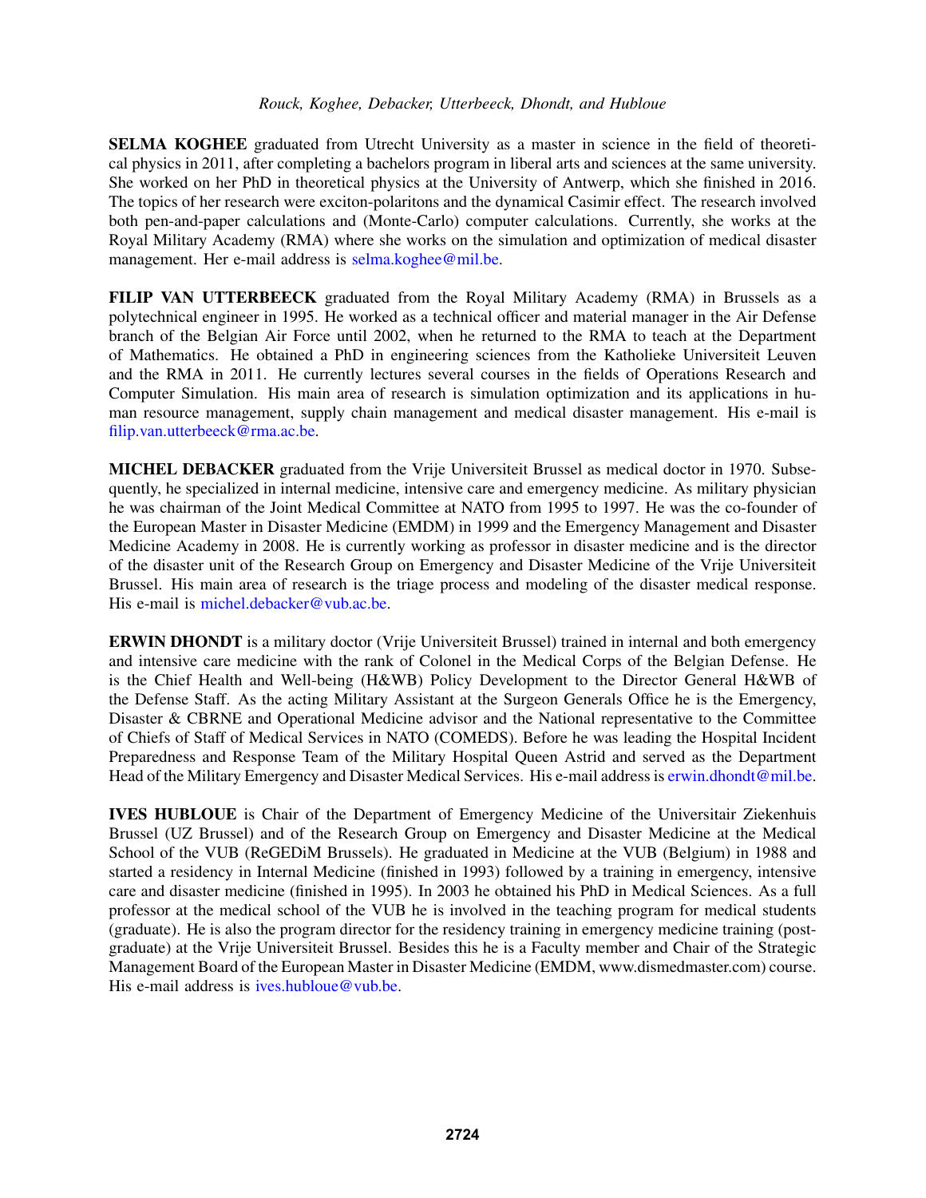**SELMA KOGHEE** graduated from Utrecht University as a master in science in the field of theoretical physics in 2011, after completing a bachelors program in liberal arts and sciences at the same university. She worked on her PhD in theoretical physics at the University of Antwerp, which she finished in 2016. The topics of her research were exciton-polaritons and the dynamical Casimir effect. The research involved both pen-and-paper calculations and (Monte-Carlo) computer calculations. Currently, she works at the Royal Military Academy (RMA) where she works on the simulation and optimization of medical disaster management. Her e-mail address is selma.koghee@mil.be.

**FILIP VAN UTTERBEECK** graduated from the Royal Military Academy (RMA) in Brussels as a polytechnical engineer in 1995. He worked as a technical officer and material manager in the Air Defense branch of the Belgian Air Force until 2002, when he returned to the RMA to teach at the Department of Mathematics. He obtained a PhD in engineering sciences from the Katholieke Universiteit Leuven and the RMA in 2011. He currently lectures several courses in the fields of Operations Research and Computer Simulation. His main area of research is simulation optimization and its applications in human resource management, supply chain management and medical disaster management. His e-mail is filip.van.utterbeeck@rma.ac.be.

**MICHEL DEBACKER** graduated from the Vrije Universiteit Brussel as medical doctor in 1970. Subsequently, he specialized in internal medicine, intensive care and emergency medicine. As military physician he was chairman of the Joint Medical Committee at NATO from 1995 to 1997. He was the co-founder of the European Master in Disaster Medicine (EMDM) in 1999 and the Emergency Management and Disaster Medicine Academy in 2008. He is currently working as professor in disaster medicine and is the director of the disaster unit of the Research Group on Emergency and Disaster Medicine of the Vrije Universiteit Brussel. His main area of research is the triage process and modeling of the disaster medical response. His e-mail is michel.debacker@vub.ac.be.

**ERWIN DHONDT** is a military doctor (Vrije Universiteit Brussel) trained in internal and both emergency and intensive care medicine with the rank of Colonel in the Medical Corps of the Belgian Defense. He is the Chief Health and Well-being (H&WB) Policy Development to the Director General H&WB of the Defense Staff. As the acting Military Assistant at the Surgeon Generals Office he is the Emergency, Disaster & CBRNE and Operational Medicine advisor and the National representative to the Committee of Chiefs of Staff of Medical Services in NATO (COMEDS). Before he was leading the Hospital Incident Preparedness and Response Team of the Military Hospital Queen Astrid and served as the Department Head of the Military Emergency and Disaster Medical Services. His e-mail address is erwin.dhondt@mil.be.

**IVES HUBLOUE** is Chair of the Department of Emergency Medicine of the Universitair Ziekenhuis Brussel (UZ Brussel) and of the Research Group on Emergency and Disaster Medicine at the Medical School of the VUB (ReGEDiM Brussels). He graduated in Medicine at the VUB (Belgium) in 1988 and started a residency in Internal Medicine (finished in 1993) followed by a training in emergency, intensive care and disaster medicine (finished in 1995). In 2003 he obtained his PhD in Medical Sciences. As a full professor at the medical school of the VUB he is involved in the teaching program for medical students (graduate). He is also the program director for the residency training in emergency medicine training (post-graduate) at the Vrije Universiteit Brussel. Besides this he is a Faculty member and Chair of the Strategic Management Board of the European Master in Disaster Medicine (EMDM, www.dismedmaster.com) course. His e-mail address is ives.hubloue@vub.be.